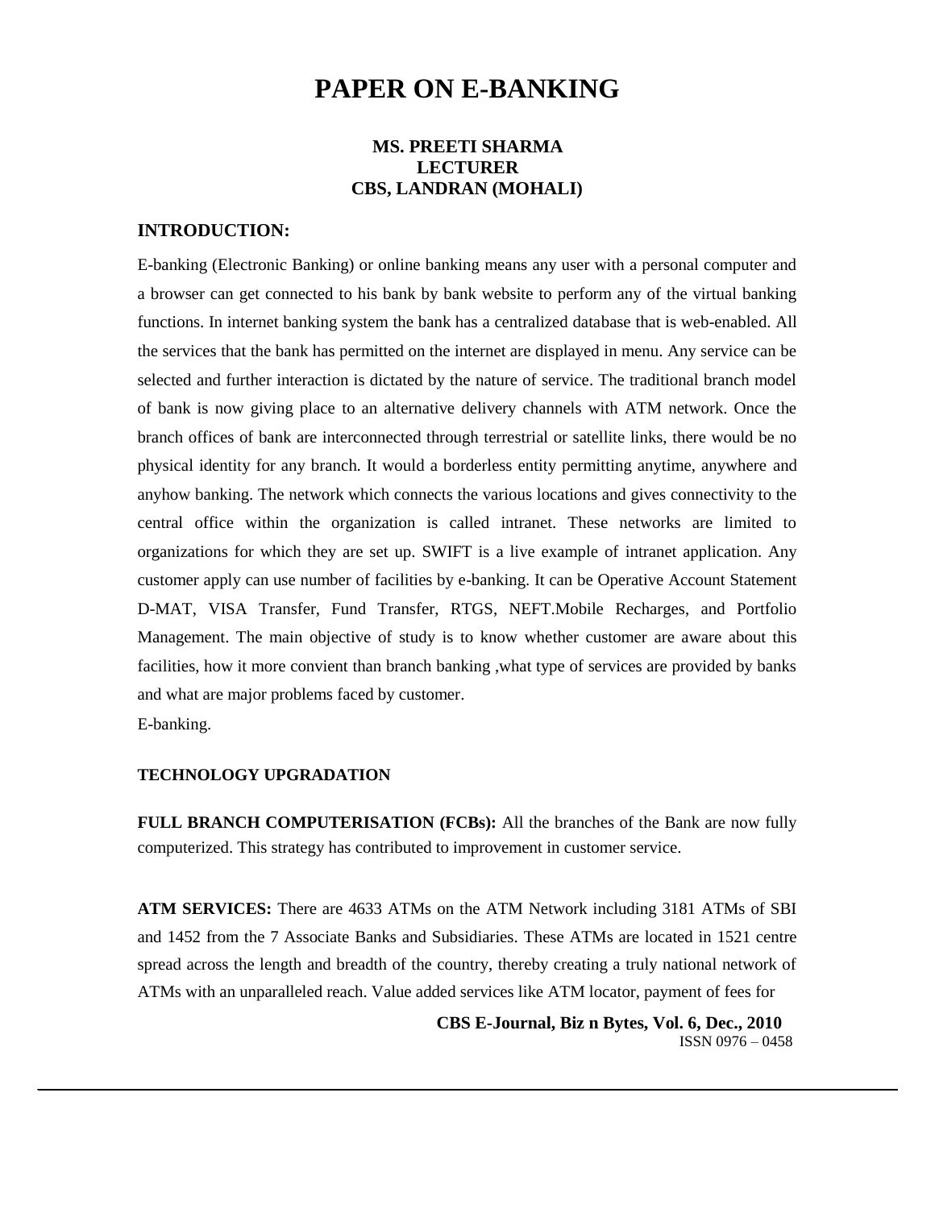# PAPER ON E-BANKING

**MS. PREETI SHARMA**
**LECTURER**
**CBS, LANDRAN (MOHALI)**

## INTRODUCTION:

E-banking (Electronic Banking) or online banking means any user with a personal computer and a browser can get connected to his bank by bank website to perform any of the virtual banking functions. In internet banking system the bank has a centralized database that is web-enabled. All the services that the bank has permitted on the internet are displayed in menu. Any service can be selected and further interaction is dictated by the nature of service. The traditional branch model of bank is now giving place to an alternative delivery channels with ATM network. Once the branch offices of bank are interconnected through terrestrial or satellite links, there would be no physical identity for any branch. It would a borderless entity permitting anytime, anywhere and anyhow banking. The network which connects the various locations and gives connectivity to the central office within the organization is called intranet. These networks are limited to organizations for which they are set up. SWIFT is a live example of intranet application. Any customer apply can use number of facilities by e-banking. It can be Operative Account Statement D-MAT, VISA Transfer, Fund Transfer, RTGS, NEFT.Mobile Recharges, and Portfolio Management. The main objective of study is to know whether customer are aware about this facilities, how it more convient than branch banking ,what type of services are provided by banks and what are major problems faced by customer.

E-banking.

### TECHNOLOGY UPGRADATION

**FULL BRANCH COMPUTERISATION (FCBs):** All the branches of the Bank are now fully computerized. This strategy has contributed to improvement in customer service.

**ATM SERVICES:** There are 4633 ATMs on the ATM Network including 3181 ATMs of SBI and 1452 from the 7 Associate Banks and Subsidiaries. These ATMs are located in 1521 centre spread across the length and breadth of the country, thereby creating a truly national network of ATMs with an unparalleled reach. Value added services like ATM locator, payment of fees for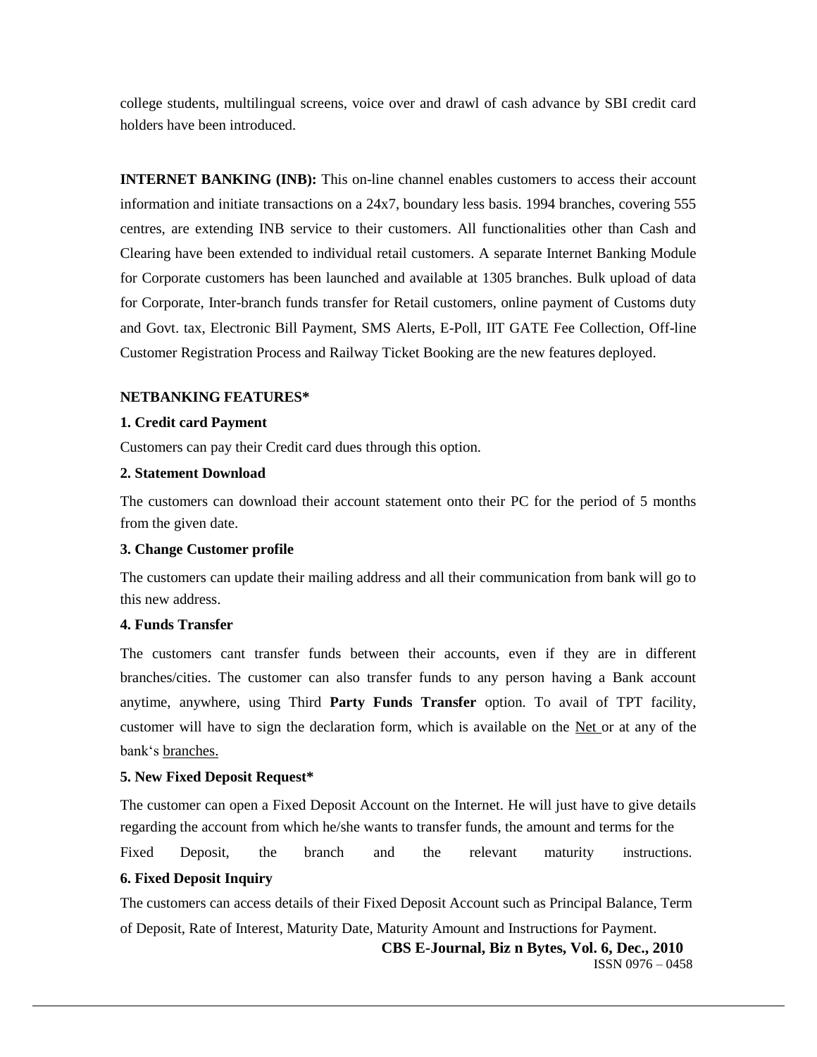college students, multilingual screens, voice over and drawl of cash advance by SBI credit card holders have been introduced.

**INTERNET BANKING (INB):** This on-line channel enables customers to access their account information and initiate transactions on a 24x7, boundary less basis. 1994 branches, covering 555 centres, are extending INB service to their customers. All functionalities other than Cash and Clearing have been extended to individual retail customers. A separate Internet Banking Module for Corporate customers has been launched and available at 1305 branches. Bulk upload of data for Corporate, Inter-branch funds transfer for Retail customers, online payment of Customs duty and Govt. tax, Electronic Bill Payment, SMS Alerts, E-Poll, IIT GATE Fee Collection, Off-line Customer Registration Process and Railway Ticket Booking are the new features deployed.

**NETBANKING FEATURES***

**1. Credit card Payment**

Customers can pay their Credit card dues through this option.

**2. Statement Download**

The customers can download their account statement onto their PC for the period of 5 months from the given date.

**3. Change Customer profile**

The customers can update their mailing address and all their communication from bank will go to this new address.

**4. Funds Transfer**

The customers cant transfer funds between their accounts, even if they are in different branches/cities. The customer can also transfer funds to any person having a Bank account anytime, anywhere, using Third **Party Funds Transfer** option. To avail of TPT facility, customer will have to sign the declaration form, which is available on the Net or at any of the bank's branches.

**5. New Fixed Deposit Request***

The customer can open a Fixed Deposit Account on the Internet. He will just have to give details regarding the account from which he/she wants to transfer funds, the amount and terms for the Fixed Deposit, the branch and the relevant maturity instructions.

**6. Fixed Deposit Inquiry**

The customers can access details of their Fixed Deposit Account such as Principal Balance, Term of Deposit, Rate of Interest, Maturity Date, Maturity Amount and Instructions for Payment.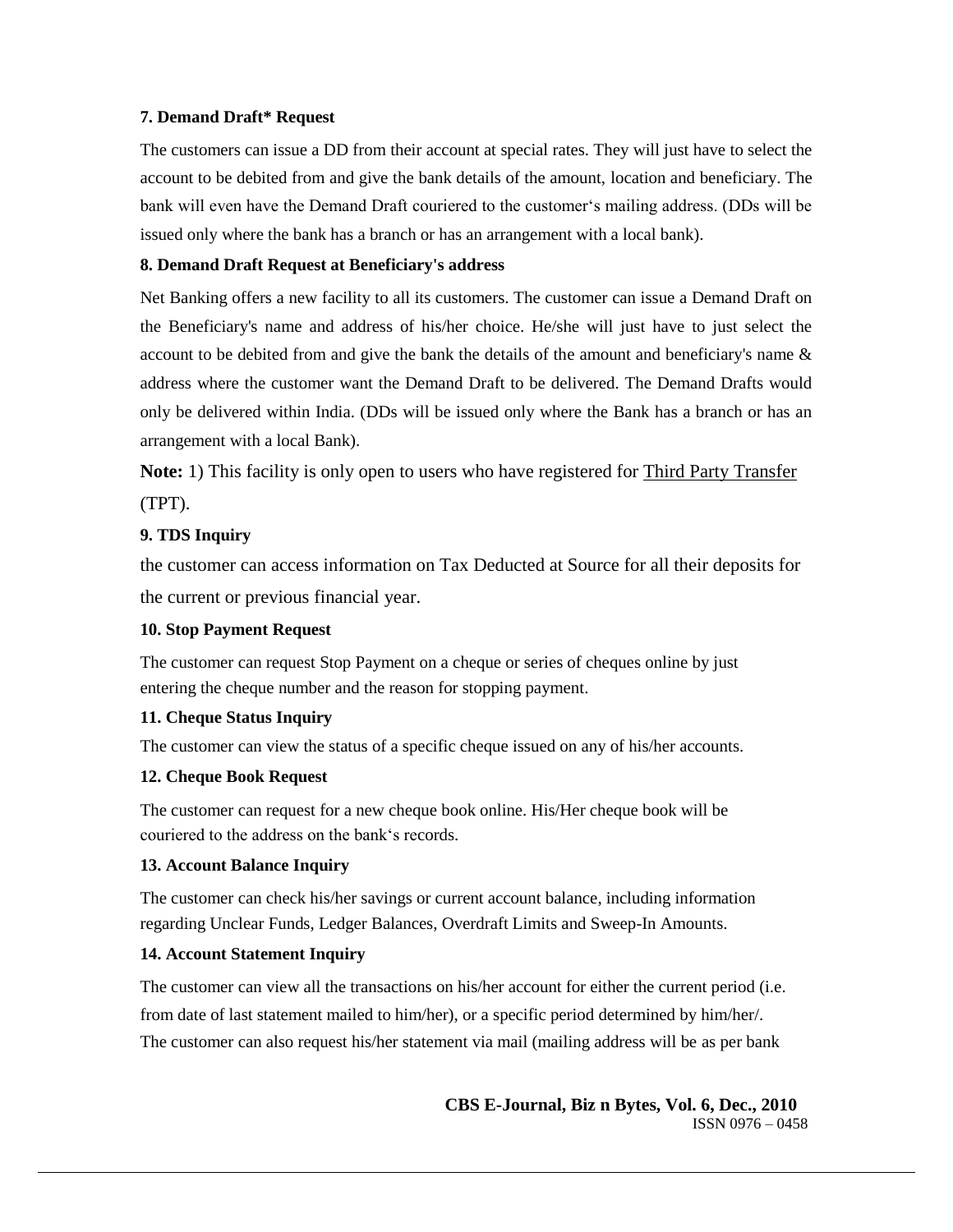**7. Demand Draft* Request**

The customers can issue a DD from their account at special rates. They will just have to select the account to be debited from and give the bank details of the amount, location and beneficiary. The bank will even have the Demand Draft couriered to the customer‘s mailing address. (DDs will be issued only where the bank has a branch or has an arrangement with a local bank).

**8. Demand Draft Request at Beneficiary's address**

Net Banking offers a new facility to all its customers. The customer can issue a Demand Draft on the Beneficiary's name and address of his/her choice. He/she will just have to just select the account to be debited from and give the bank the details of the amount and beneficiary's name & address where the customer want the Demand Draft to be delivered. The Demand Drafts would only be delivered within India. (DDs will be issued only where the Bank has a branch or has an arrangement with a local Bank).

**Note:** 1) This facility is only open to users who have registered for Third Party Transfer (TPT).

**9. TDS Inquiry**

the customer can access information on Tax Deducted at Source for all their deposits for the current or previous financial year.

**10. Stop Payment Request**

The customer can request Stop Payment on a cheque or series of cheques online by just entering the cheque number and the reason for stopping payment.

**11. Cheque Status Inquiry**

The customer can view the status of a specific cheque issued on any of his/her accounts.

**12. Cheque Book Request**

The customer can request for a new cheque book online. His/Her cheque book will be couriered to the address on the bank‘s records.

**13. Account Balance Inquiry**

The customer can check his/her savings or current account balance, including information regarding Unclear Funds, Ledger Balances, Overdraft Limits and Sweep-In Amounts.

**14. Account Statement Inquiry**

The customer can view all the transactions on his/her account for either the current period (i.e. from date of last statement mailed to him/her), or a specific period determined by him/her/. The customer can also request his/her statement via mail (mailing address will be as per bank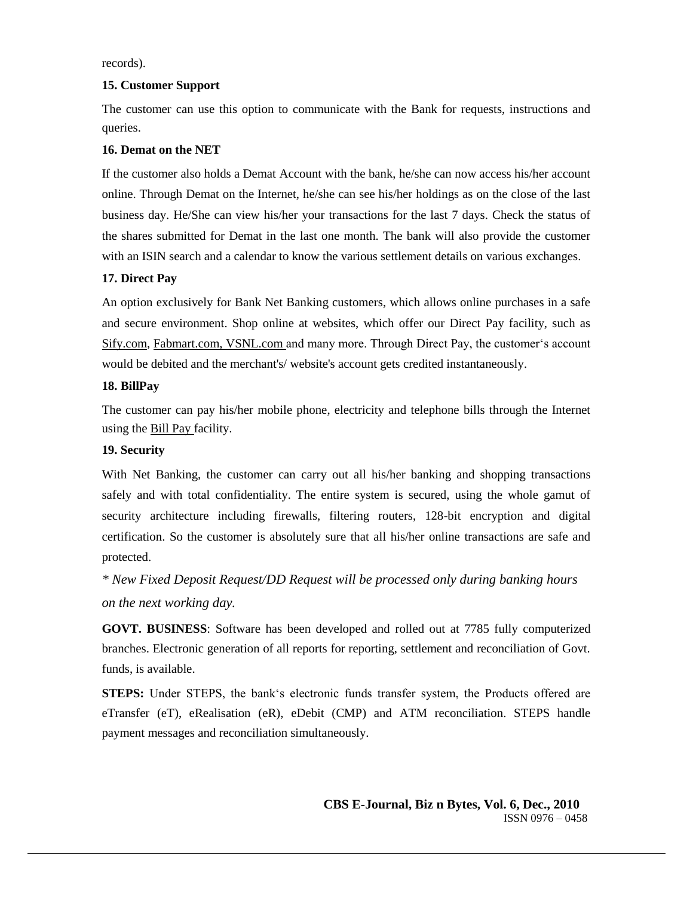records).

**15. Customer Support**

The customer can use this option to communicate with the Bank for requests, instructions and queries.

**16. Demat on the NET**

If the customer also holds a Demat Account with the bank, he/she can now access his/her account online. Through Demat on the Internet, he/she can see his/her holdings as on the close of the last business day. He/She can view his/her your transactions for the last 7 days. Check the status of the shares submitted for Demat in the last one month. The bank will also provide the customer with an ISIN search and a calendar to know the various settlement details on various exchanges.

**17. Direct Pay**

An option exclusively for Bank Net Banking customers, which allows online purchases in a safe and secure environment. Shop online at websites, which offer our Direct Pay facility, such as Sify.com, Fabmart.com, VSNL.com and many more. Through Direct Pay, the customer's account would be debited and the merchant's/ website's account gets credited instantaneously.

**18. BillPay**

The customer can pay his/her mobile phone, electricity and telephone bills through the Internet using the Bill Pay facility.

**19. Security**

With Net Banking, the customer can carry out all his/her banking and shopping transactions safely and with total confidentiality. The entire system is secured, using the whole gamut of security architecture including firewalls, filtering routers, 128-bit encryption and digital certification. So the customer is absolutely sure that all his/her online transactions are safe and protected.

*\* New Fixed Deposit Request/DD Request will be processed only during banking hours on the next working day.*

**GOVT. BUSINESS**: Software has been developed and rolled out at 7785 fully computerized branches. Electronic generation of all reports for reporting, settlement and reconciliation of Govt. funds, is available.

**STEPS:** Under STEPS, the bank's electronic funds transfer system, the Products offered are eTransfer (eT), eRealisation (eR), eDebit (CMP) and ATM reconciliation. STEPS handle payment messages and reconciliation simultaneously.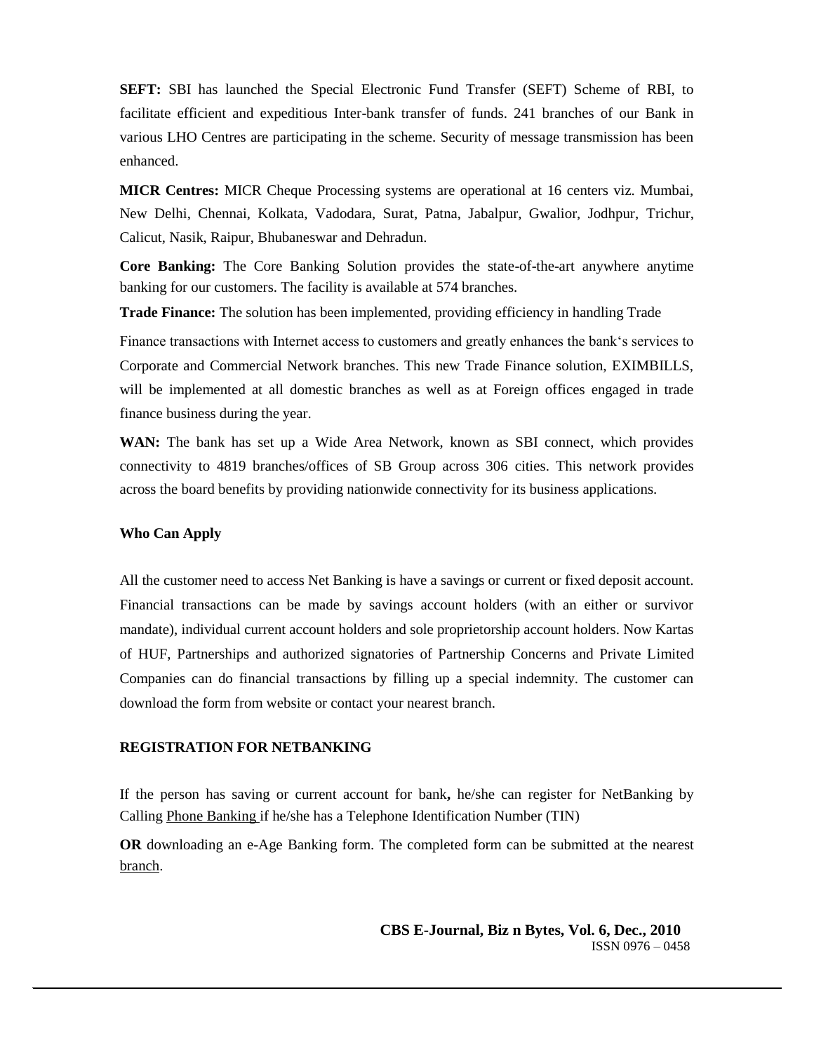**SEFT:** SBI has launched the Special Electronic Fund Transfer (SEFT) Scheme of RBI, to facilitate efficient and expeditious Inter-bank transfer of funds. 241 branches of our Bank in various LHO Centres are participating in the scheme. Security of message transmission has been enhanced.

**MICR Centres:** MICR Cheque Processing systems are operational at 16 centers viz. Mumbai, New Delhi, Chennai, Kolkata, Vadodara, Surat, Patna, Jabalpur, Gwalior, Jodhpur, Trichur, Calicut, Nasik, Raipur, Bhubaneswar and Dehradun.

**Core Banking:** The Core Banking Solution provides the state-of-the-art anywhere anytime banking for our customers. The facility is available at 574 branches.

**Trade Finance:** The solution has been implemented, providing efficiency in handling Trade

Finance transactions with Internet access to customers and greatly enhances the bank's services to Corporate and Commercial Network branches. This new Trade Finance solution, EXIMBILLS, will be implemented at all domestic branches as well as at Foreign offices engaged in trade finance business during the year.

**WAN:** The bank has set up a Wide Area Network, known as SBI connect, which provides connectivity to 4819 branches/offices of SB Group across 306 cities. This network provides across the board benefits by providing nationwide connectivity for its business applications.

**Who Can Apply**

All the customer need to access Net Banking is have a savings or current or fixed deposit account. Financial transactions can be made by savings account holders (with an either or survivor mandate), individual current account holders and sole proprietorship account holders. Now Kartas of HUF, Partnerships and authorized signatories of Partnership Concerns and Private Limited Companies can do financial transactions by filling up a special indemnity. The customer can download the form from website or contact your nearest branch.

**REGISTRATION FOR NETBANKING**

If the person has saving or current account for bank**,** he/she can register for NetBanking by Calling Phone Banking if he/she has a Telephone Identification Number (TIN)

**OR** downloading an e-Age Banking form. The completed form can be submitted at the nearest branch.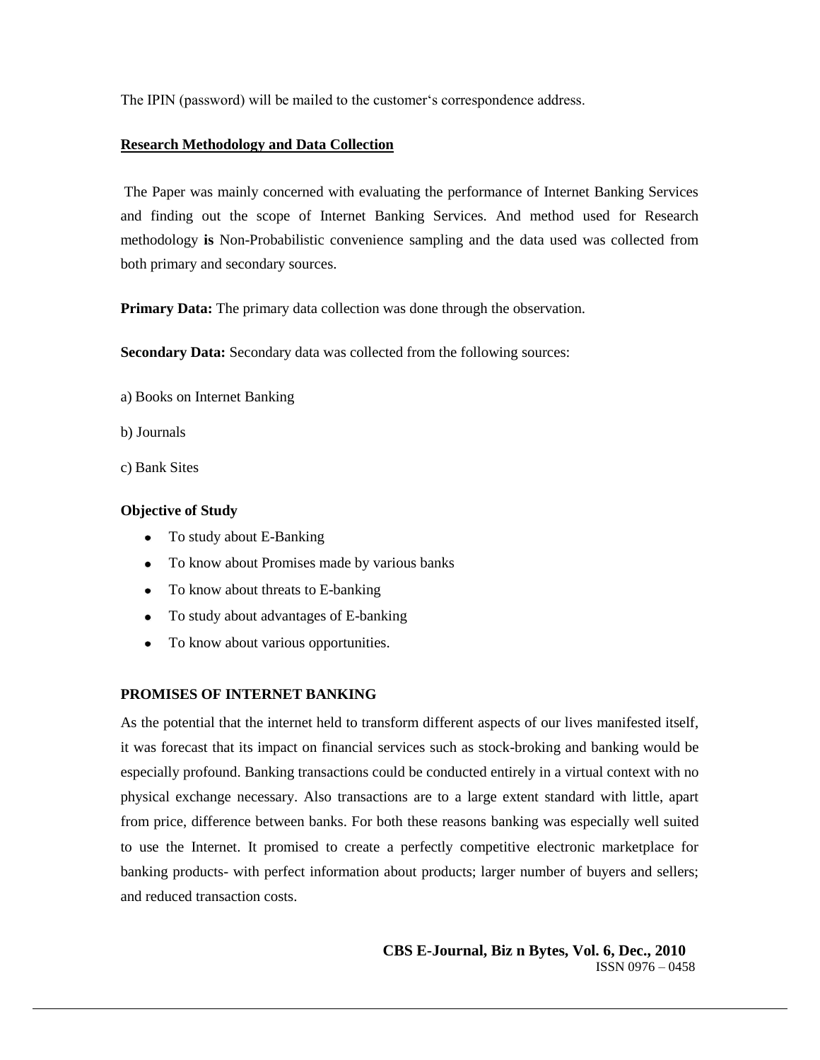The IPIN (password) will be mailed to the customer's correspondence address.

## Research Methodology and Data Collection

The Paper was mainly concerned with evaluating the performance of Internet Banking Services and finding out the scope of Internet Banking Services. And method used for Research methodology **is** Non-Probabilistic convenience sampling and the data used was collected from both primary and secondary sources.

**Primary Data:** The primary data collection was done through the observation.

**Secondary Data:** Secondary data was collected from the following sources:

a) Books on Internet Banking

b) Journals

c) Bank Sites

### Objective of Study

- To study about E-Banking
- To know about Promises made by various banks
- To know about threats to E-banking
- To study about advantages of E-banking
- To know about various opportunities.

### PROMISES OF INTERNET BANKING

As the potential that the internet held to transform different aspects of our lives manifested itself, it was forecast that its impact on financial services such as stock-broking and banking would be especially profound. Banking transactions could be conducted entirely in a virtual context with no physical exchange necessary. Also transactions are to a large extent standard with little, apart from price, difference between banks. For both these reasons banking was especially well suited to use the Internet. It promised to create a perfectly competitive electronic marketplace for banking products- with perfect information about products; larger number of buyers and sellers; and reduced transaction costs.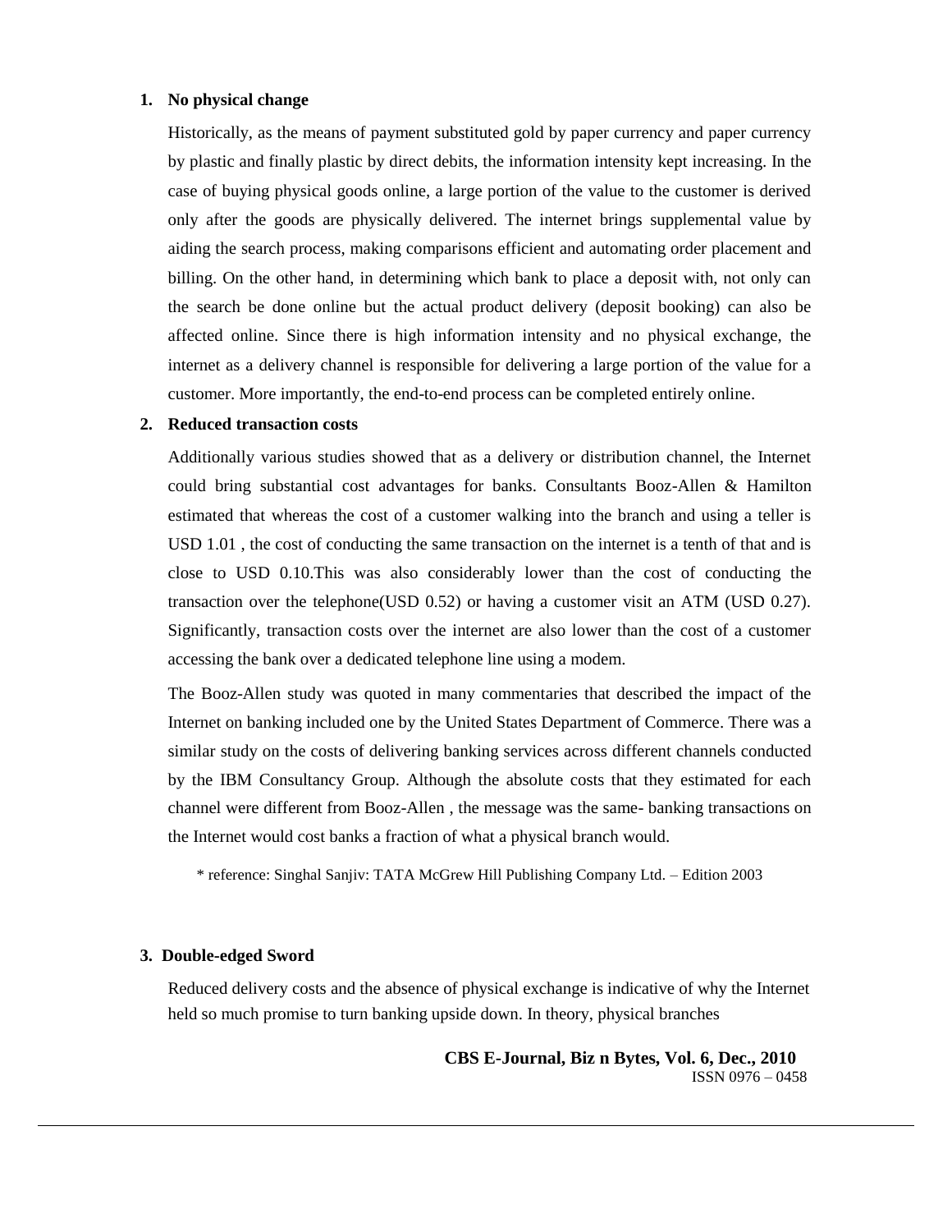1. **No physical change**

   Historically, as the means of payment substituted gold by paper currency and paper currency by plastic and finally plastic by direct debits, the information intensity kept increasing. In the case of buying physical goods online, a large portion of the value to the customer is derived only after the goods are physically delivered. The internet brings supplemental value by aiding the search process, making comparisons efficient and automating order placement and billing. On the other hand, in determining which bank to place a deposit with, not only can the search be done online but the actual product delivery (deposit booking) can also be affected online. Since there is high information intensity and no physical exchange, the internet as a delivery channel is responsible for delivering a large portion of the value for a customer. More importantly, the end-to-end process can be completed entirely online.

2. **Reduced transaction costs**

   Additionally various studies showed that as a delivery or distribution channel, the Internet could bring substantial cost advantages for banks. Consultants Booz-Allen & Hamilton estimated that whereas the cost of a customer walking into the branch and using a teller is USD 1.01 , the cost of conducting the same transaction on the internet is a tenth of that and is close to USD 0.10.This was also considerably lower than the cost of conducting the transaction over the telephone(USD 0.52) or having a customer visit an ATM (USD 0.27). Significantly, transaction costs over the internet are also lower than the cost of a customer accessing the bank over a dedicated telephone line using a modem.

   The Booz-Allen study was quoted in many commentaries that described the impact of the Internet on banking included one by the United States Department of Commerce. There was a similar study on the costs of delivering banking services across different channels conducted by the IBM Consultancy Group. Although the absolute costs that they estimated for each channel were different from Booz-Allen , the message was the same- banking transactions on the Internet would cost banks a fraction of what a physical branch would.

   * reference: Singhal Sanjiv: TATA McGrew Hill Publishing Company Ltd. – Edition 2003

3. **Double-edged Sword**

   Reduced delivery costs and the absence of physical exchange is indicative of why the Internet held so much promise to turn banking upside down. In theory, physical branches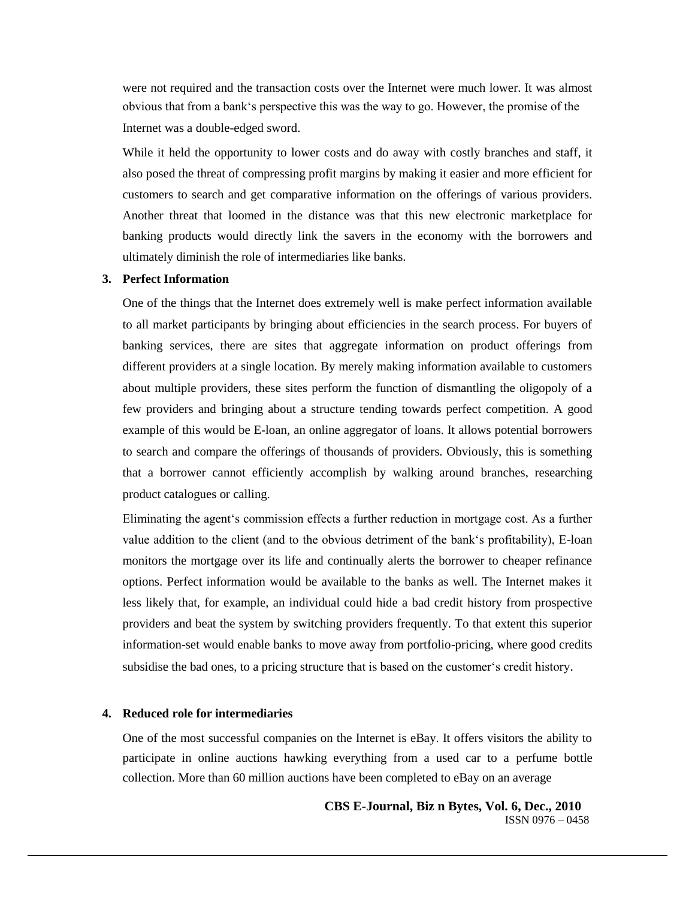were not required and the transaction costs over the Internet were much lower. It was almost obvious that from a bank‘s perspective this was the way to go. However, the promise of the Internet was a double-edged sword.

While it held the opportunity to lower costs and do away with costly branches and staff, it also posed the threat of compressing profit margins by making it easier and more efficient for customers to search and get comparative information on the offerings of various providers. Another threat that loomed in the distance was that this new electronic marketplace for banking products would directly link the savers in the economy with the borrowers and ultimately diminish the role of intermediaries like banks.

**3. Perfect Information**

One of the things that the Internet does extremely well is make perfect information available to all market participants by bringing about efficiencies in the search process. For buyers of banking services, there are sites that aggregate information on product offerings from different providers at a single location. By merely making information available to customers about multiple providers, these sites perform the function of dismantling the oligopoly of a few providers and bringing about a structure tending towards perfect competition. A good example of this would be E-loan, an online aggregator of loans. It allows potential borrowers to search and compare the offerings of thousands of providers. Obviously, this is something that a borrower cannot efficiently accomplish by walking around branches, researching product catalogues or calling.

Eliminating the agent‘s commission effects a further reduction in mortgage cost. As a further value addition to the client (and to the obvious detriment of the bank‘s profitability), E-loan monitors the mortgage over its life and continually alerts the borrower to cheaper refinance options. Perfect information would be available to the banks as well. The Internet makes it less likely that, for example, an individual could hide a bad credit history from prospective providers and beat the system by switching providers frequently. To that extent this superior information-set would enable banks to move away from portfolio-pricing, where good credits subsidise the bad ones, to a pricing structure that is based on the customer‘s credit history.

**4. Reduced role for intermediaries**

One of the most successful companies on the Internet is eBay. It offers visitors the ability to participate in online auctions hawking everything from a used car to a perfume bottle collection. More than 60 million auctions have been completed to eBay on an average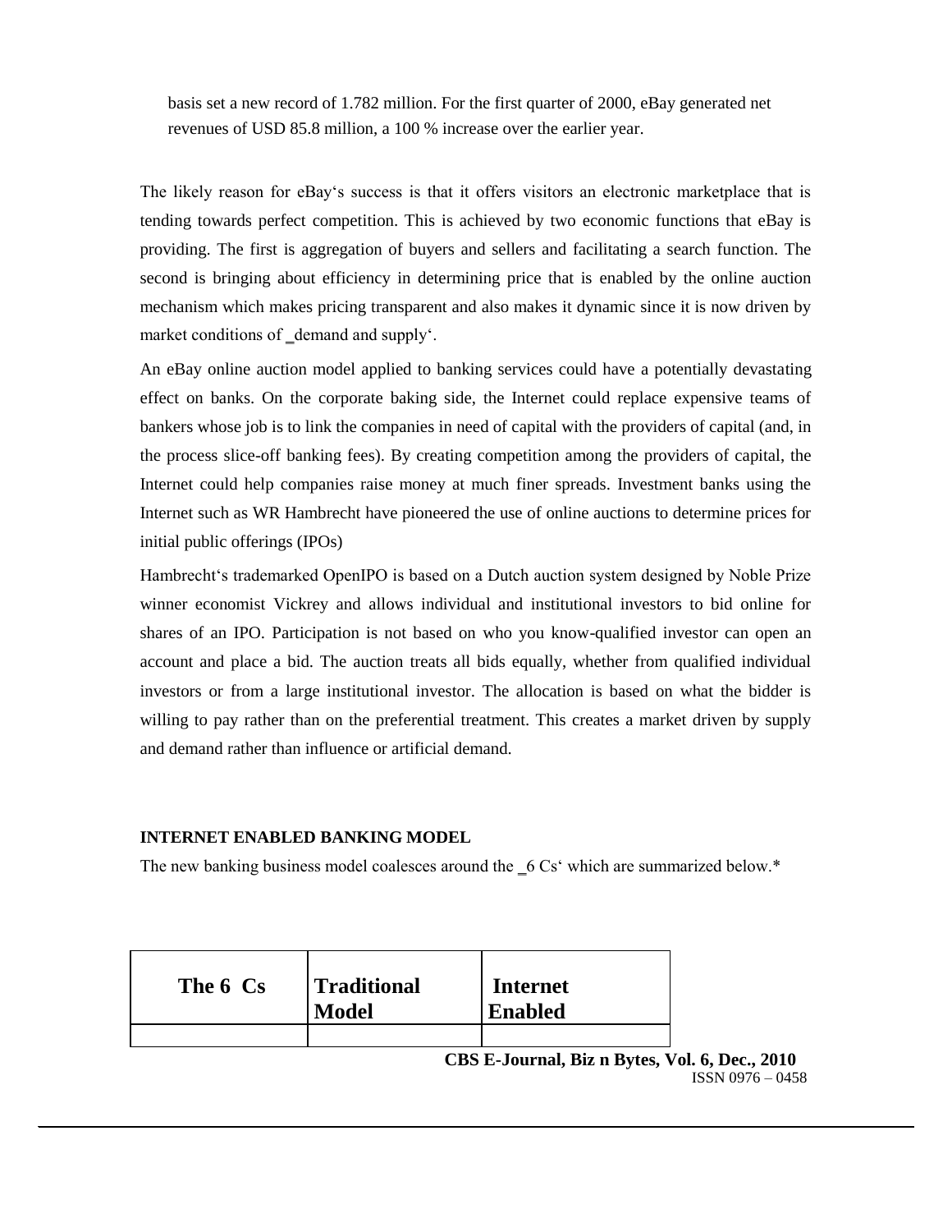basis set a new record of 1.782 million. For the first quarter of 2000, eBay generated net revenues of USD 85.8 million, a 100 % increase over the earlier year.

The likely reason for eBay‘s success is that it offers visitors an electronic marketplace that is tending towards perfect competition. This is achieved by two economic functions that eBay is providing. The first is aggregation of buyers and sellers and facilitating a search function. The second is bringing about efficiency in determining price that is enabled by the online auction mechanism which makes pricing transparent and also makes it dynamic since it is now driven by market conditions of _demand and supply‘.

An eBay online auction model applied to banking services could have a potentially devastating effect on banks. On the corporate baking side, the Internet could replace expensive teams of bankers whose job is to link the companies in need of capital with the providers of capital (and, in the process slice-off banking fees). By creating competition among the providers of capital, the Internet could help companies raise money at much finer spreads. Investment banks using the Internet such as WR Hambrecht have pioneered the use of online auctions to determine prices for initial public offerings (IPOs)

Hambrecht‘s trademarked OpenIPO is based on a Dutch auction system designed by Noble Prize winner economist Vickrey and allows individual and institutional investors to bid online for shares of an IPO. Participation is not based on who you know-qualified investor can open an account and place a bid. The auction treats all bids equally, whether from qualified individual investors or from a large institutional investor. The allocation is based on what the bidder is willing to pay rather than on the preferential treatment. This creates a market driven by supply and demand rather than influence or artificial demand.

**INTERNET ENABLED BANKING MODEL**

The new banking business model coalesces around the _6 Cs‘ which are summarized below.*

| The 6 Cs | Traditional Model | Internet Enabled |
|---|---|---|
| | | |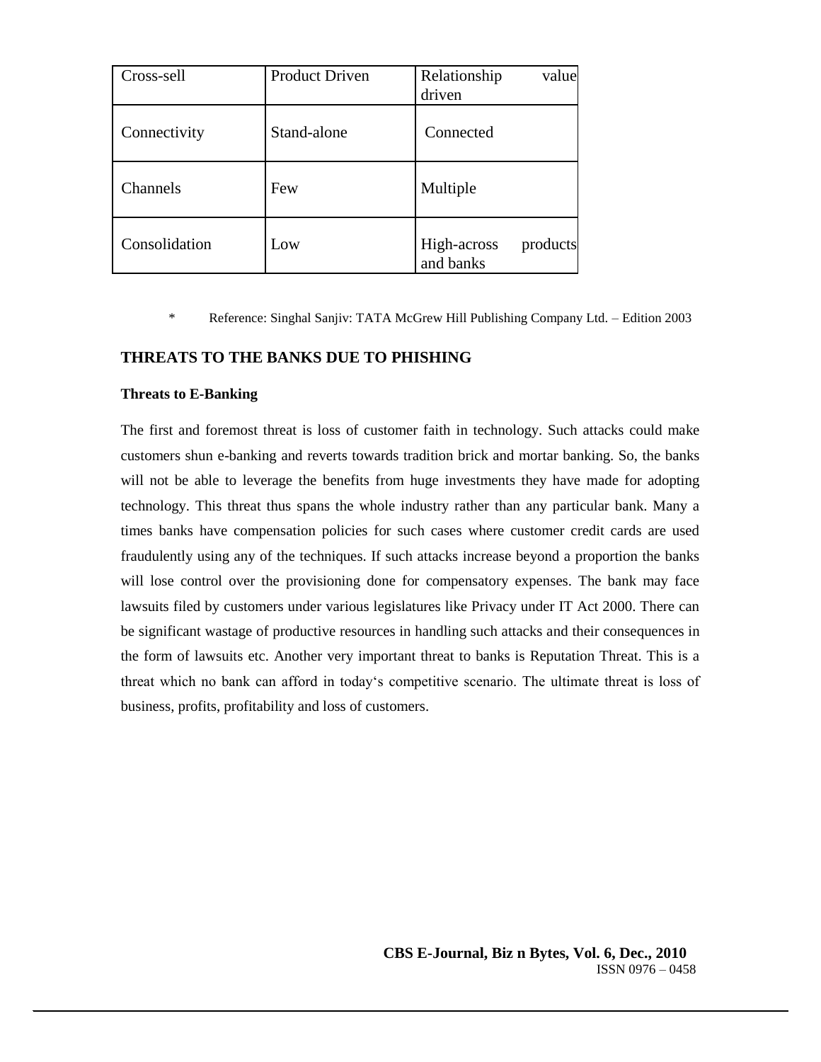| Cross-sell | Product Driven | Relationship value driven |
|---|---|---|
| Connectivity | Stand-alone | Connected |
| Channels | Few | Multiple |
| Consolidation | Low | High-across products and banks |

\* Reference: Singhal Sanjiv: TATA McGrew Hill Publishing Company Ltd. – Edition 2003

## THREATS TO THE BANKS DUE TO PHISHING

### Threats to E-Banking

The first and foremost threat is loss of customer faith in technology. Such attacks could make customers shun e-banking and reverts towards tradition brick and mortar banking. So, the banks will not be able to leverage the benefits from huge investments they have made for adopting technology. This threat thus spans the whole industry rather than any particular bank. Many a times banks have compensation policies for such cases where customer credit cards are used fraudulently using any of the techniques. If such attacks increase beyond a proportion the banks will lose control over the provisioning done for compensatory expenses. The bank may face lawsuits filed by customers under various legislatures like Privacy under IT Act 2000. There can be significant wastage of productive resources in handling such attacks and their consequences in the form of lawsuits etc. Another very important threat to banks is Reputation Threat. This is a threat which no bank can afford in today's competitive scenario. The ultimate threat is loss of business, profits, profitability and loss of customers.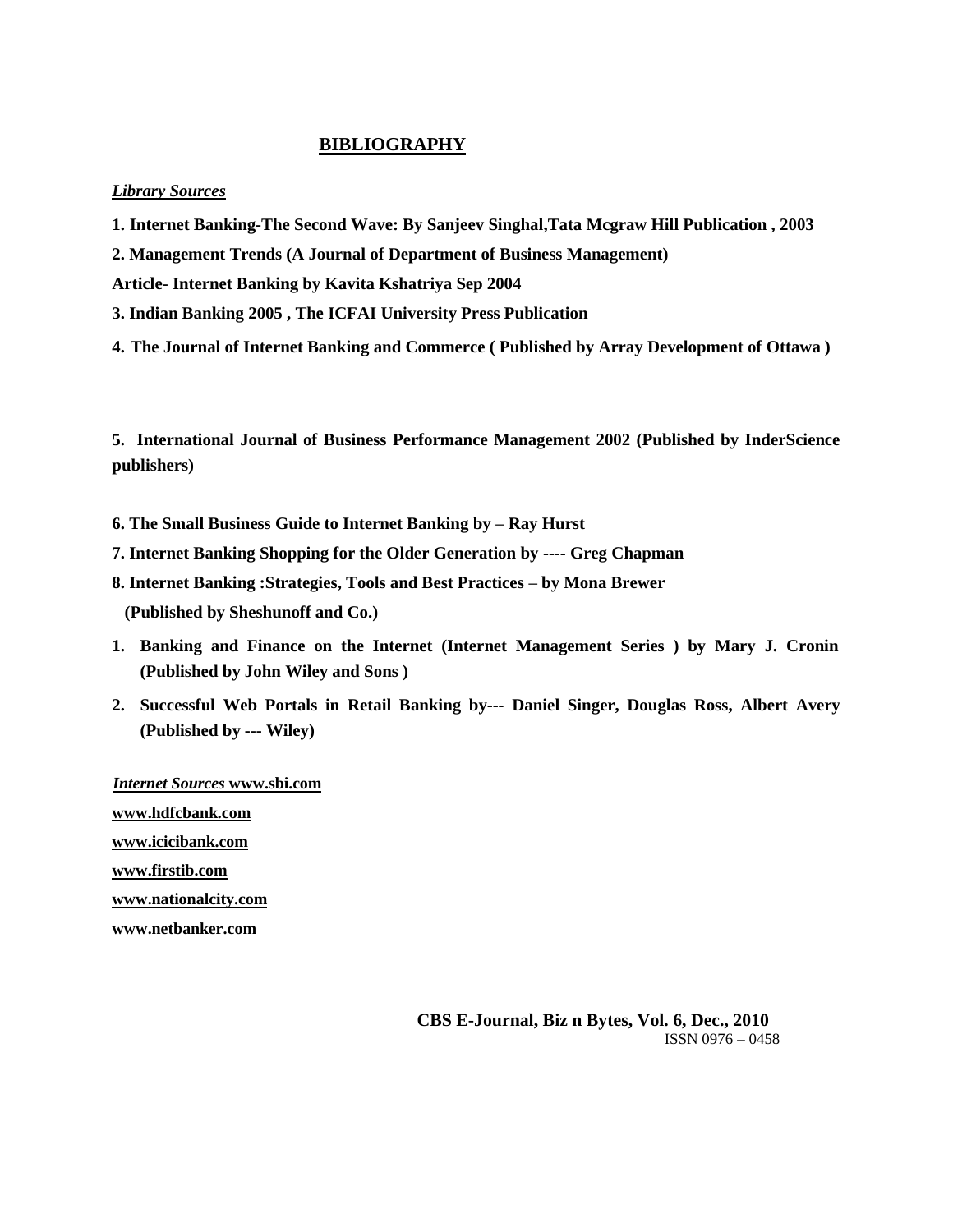## BIBLIOGRAPHY

***Library Sources***

**1. Internet Banking-The Second Wave: By Sanjeev Singhal,Tata Mcgraw Hill Publication , 2003**

**2. Management Trends (A Journal of Department of Business Management)**

**Article- Internet Banking by Kavita Kshatriya Sep 2004**

**3. Indian Banking 2005 , The ICFAI University Press Publication**

**4. The Journal of Internet Banking and Commerce ( Published by Array Development of Ottawa )**

**5. International Journal of Business Performance Management 2002 (Published by InderScience publishers)**

**6. The Small Business Guide to Internet Banking by – Ray Hurst**

**7. Internet Banking Shopping for the Older Generation by ---- Greg Chapman**

**8. Internet Banking :Strategies, Tools and Best Practices – by Mona Brewer (Published by Sheshunoff and Co.)**

1. **Banking and Finance on the Internet (Internet Management Series ) by Mary J. Cronin (Published by John Wiley and Sons )**
2. **Successful Web Portals in Retail Banking by--- Daniel Singer, Douglas Ross, Albert Avery (Published by --- Wiley)**

***Internet Sources*** **www.sbi.com**

**www.hdfcbank.com**

**www.icicibank.com**

**www.firstib.com**

**www.nationalcity.com**

**www.netbanker.com**